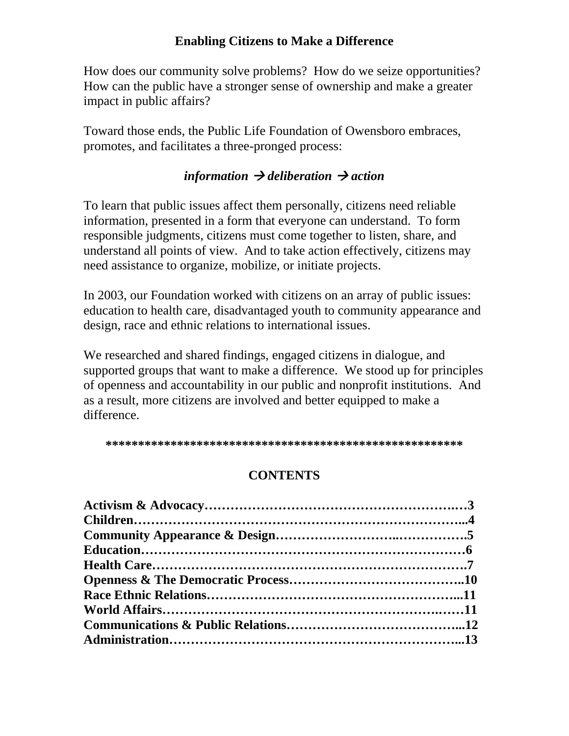# Enabling Citizens to Make a Difference

How does our community solve problems? How do we seize opportunities? How can the public have a stronger sense of ownership and make a greater impact in public affairs?

Toward those ends, the Public Life Foundation of Owensboro embraces, promotes, and facilitates a three-pronged process:

***information → deliberation → action***

To learn that public issues affect them personally, citizens need reliable information, presented in a form that everyone can understand. To form responsible judgments, citizens must come together to listen, share, and understand all points of view. And to take action effectively, citizens may need assistance to organize, mobilize, or initiate projects.

In 2003, our Foundation worked with citizens on an array of public issues: education to health care, disadvantaged youth to community appearance and design, race and ethnic relations to international issues.

We researched and shared findings, engaged citizens in dialogue, and supported groups that want to make a difference. We stood up for principles of openness and accountability in our public and nonprofit institutions. And as a result, more citizens are involved and better equipped to make a difference.

*******************************************************

## CONTENTS

**Activism & Advocacy……………………………………………….…3**
**Children……………………………………………………………...4**
**Community Appearance & Design……………………..…………….5**
**Education……………………………………………………………6**
**Health Care………………………………………………………….7**
**Openness & The Democratic Process………………………………..10**
**Race Ethnic Relations………………………………………………...11**
**World Affairs…………………………………………………….……11**
**Communications & Public Relations………………………………...12**
**Administration………………………………………………………...13**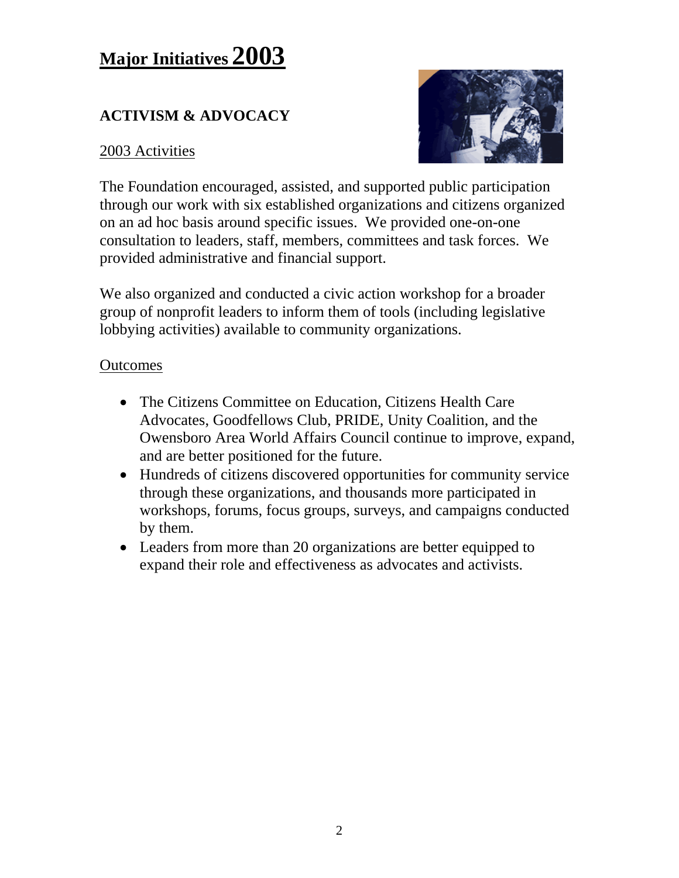# Major Initiatives 2003

## ACTIVISM & ADVOCACY

2003 Activities

The Foundation encouraged, assisted, and supported public participation through our work with six established organizations and citizens organized on an ad hoc basis around specific issues. We provided one-on-one consultation to leaders, staff, members, committees and task forces. We provided administrative and financial support.

We also organized and conducted a civic action workshop for a broader group of nonprofit leaders to inform them of tools (including legislative lobbying activities) available to community organizations.

Outcomes

- The Citizens Committee on Education, Citizens Health Care Advocates, Goodfellows Club, PRIDE, Unity Coalition, and the Owensboro Area World Affairs Council continue to improve, expand, and are better positioned for the future.
- Hundreds of citizens discovered opportunities for community service through these organizations, and thousands more participated in workshops, forums, focus groups, surveys, and campaigns conducted by them.
- Leaders from more than 20 organizations are better equipped to expand their role and effectiveness as advocates and activists.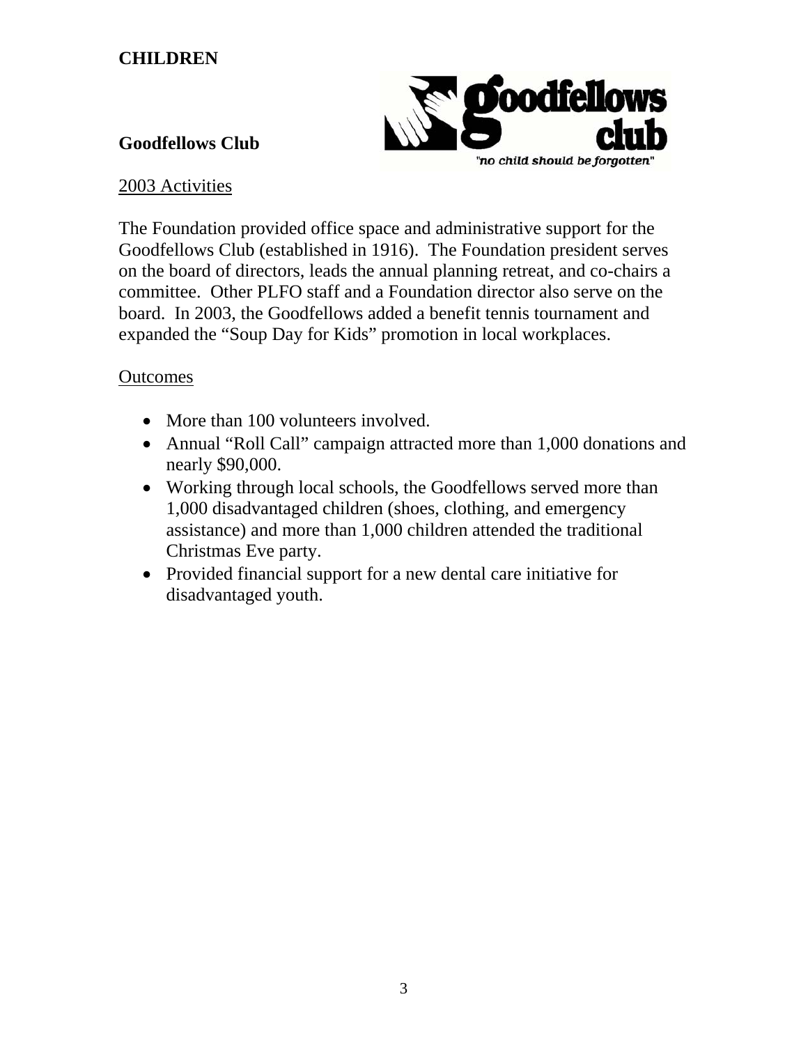## CHILDREN

### Goodfellows Club

2003 Activities

The Foundation provided office space and administrative support for the Goodfellows Club (established in 1916). The Foundation president serves on the board of directors, leads the annual planning retreat, and co-chairs a committee. Other PLFO staff and a Foundation director also serve on the board. In 2003, the Goodfellows added a benefit tennis tournament and expanded the "Soup Day for Kids" promotion in local workplaces.

Outcomes

- More than 100 volunteers involved.
- Annual "Roll Call" campaign attracted more than 1,000 donations and nearly $90,000.
- Working through local schools, the Goodfellows served more than 1,000 disadvantaged children (shoes, clothing, and emergency assistance) and more than 1,000 children attended the traditional Christmas Eve party.
- Provided financial support for a new dental care initiative for disadvantaged youth.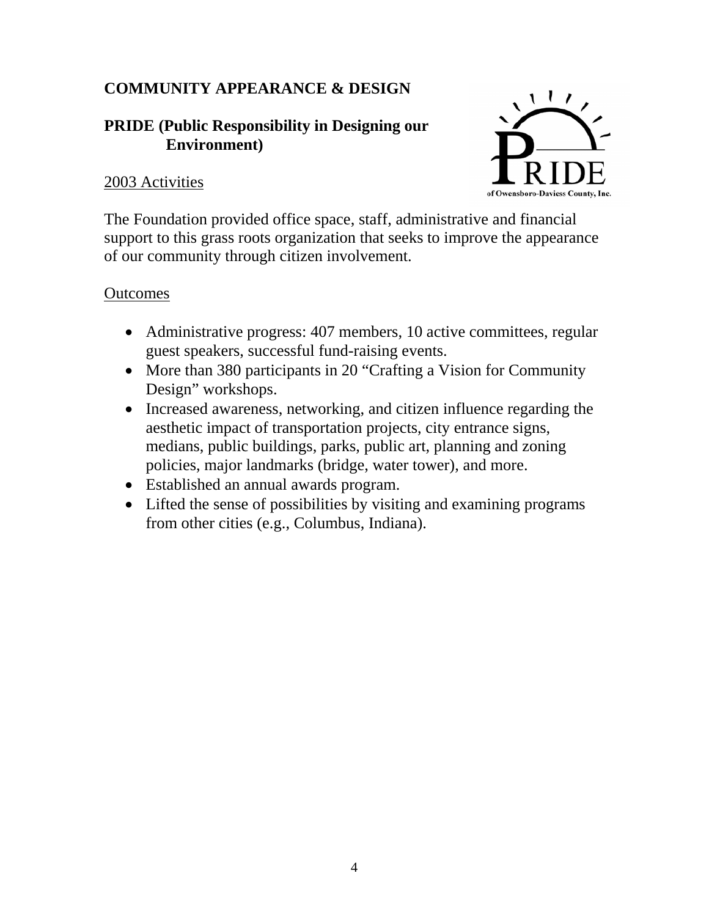## COMMUNITY APPEARANCE & DESIGN

### PRIDE (Public Responsibility in Designing our Environment)

<u>2003 Activities</u>

The Foundation provided office space, staff, administrative and financial support to this grass roots organization that seeks to improve the appearance of our community through citizen involvement.

<u>Outcomes</u>

- Administrative progress: 407 members, 10 active committees, regular guest speakers, successful fund-raising events.
- More than 380 participants in 20 "Crafting a Vision for Community Design" workshops.
- Increased awareness, networking, and citizen influence regarding the aesthetic impact of transportation projects, city entrance signs, medians, public buildings, parks, public art, planning and zoning policies, major landmarks (bridge, water tower), and more.
- Established an annual awards program.
- Lifted the sense of possibilities by visiting and examining programs from other cities (e.g., Columbus, Indiana).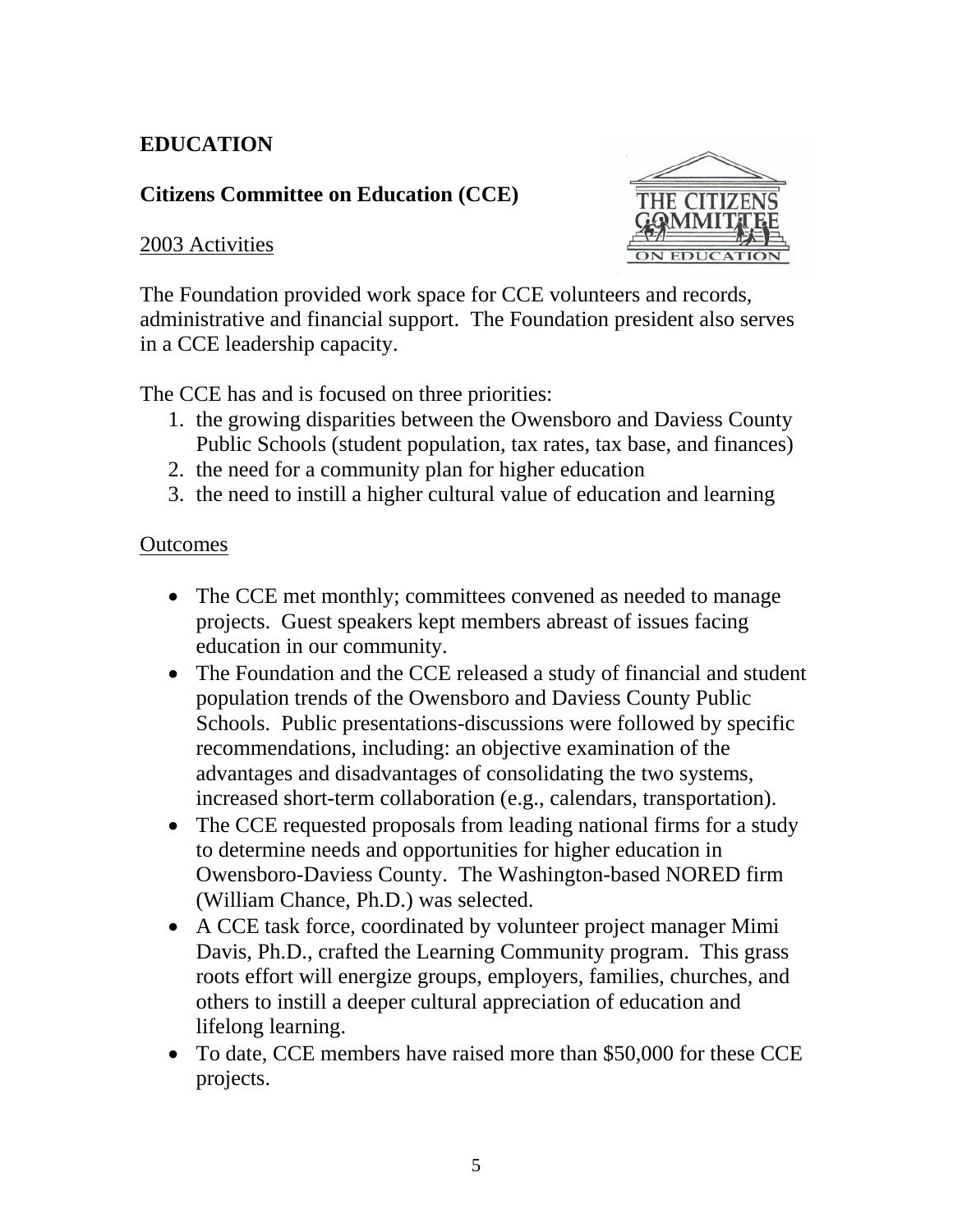# EDUCATION

## Citizens Committee on Education (CCE)

2003 Activities

The Foundation provided work space for CCE volunteers and records, administrative and financial support. The Foundation president also serves in a CCE leadership capacity.

The CCE has and is focused on three priorities:

1. the growing disparities between the Owensboro and Daviess County Public Schools (student population, tax rates, tax base, and finances)
2. the need for a community plan for higher education
3. the need to instill a higher cultural value of education and learning

Outcomes

- The CCE met monthly; committees convened as needed to manage projects. Guest speakers kept members abreast of issues facing education in our community.
- The Foundation and the CCE released a study of financial and student population trends of the Owensboro and Daviess County Public Schools. Public presentations-discussions were followed by specific recommendations, including: an objective examination of the advantages and disadvantages of consolidating the two systems, increased short-term collaboration (e.g., calendars, transportation).
- The CCE requested proposals from leading national firms for a study to determine needs and opportunities for higher education in Owensboro-Daviess County. The Washington-based NORED firm (William Chance, Ph.D.) was selected.
- A CCE task force, coordinated by volunteer project manager Mimi Davis, Ph.D., crafted the Learning Community program. This grass roots effort will energize groups, employers, families, churches, and others to instill a deeper cultural appreciation of education and lifelong learning.
- To date, CCE members have raised more than $50,000 for these CCE projects.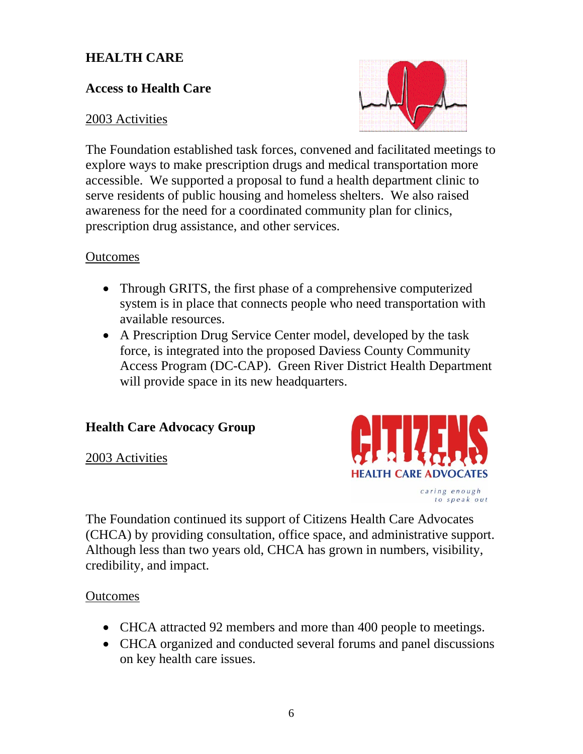# HEALTH CARE

## Access to Health Care

2003 Activities

The Foundation established task forces, convened and facilitated meetings to explore ways to make prescription drugs and medical transportation more accessible. We supported a proposal to fund a health department clinic to serve residents of public housing and homeless shelters. We also raised awareness for the need for a coordinated community plan for clinics, prescription drug assistance, and other services.

Outcomes

- Through GRITS, the first phase of a comprehensive computerized system is in place that connects people who need transportation with available resources.
- A Prescription Drug Service Center model, developed by the task force, is integrated into the proposed Daviess County Community Access Program (DC-CAP). Green River District Health Department will provide space in its new headquarters.

## Health Care Advocacy Group

2003 Activities

The Foundation continued its support of Citizens Health Care Advocates (CHCA) by providing consultation, office space, and administrative support. Although less than two years old, CHCA has grown in numbers, visibility, credibility, and impact.

Outcomes

- CHCA attracted 92 members and more than 400 people to meetings.
- CHCA organized and conducted several forums and panel discussions on key health care issues.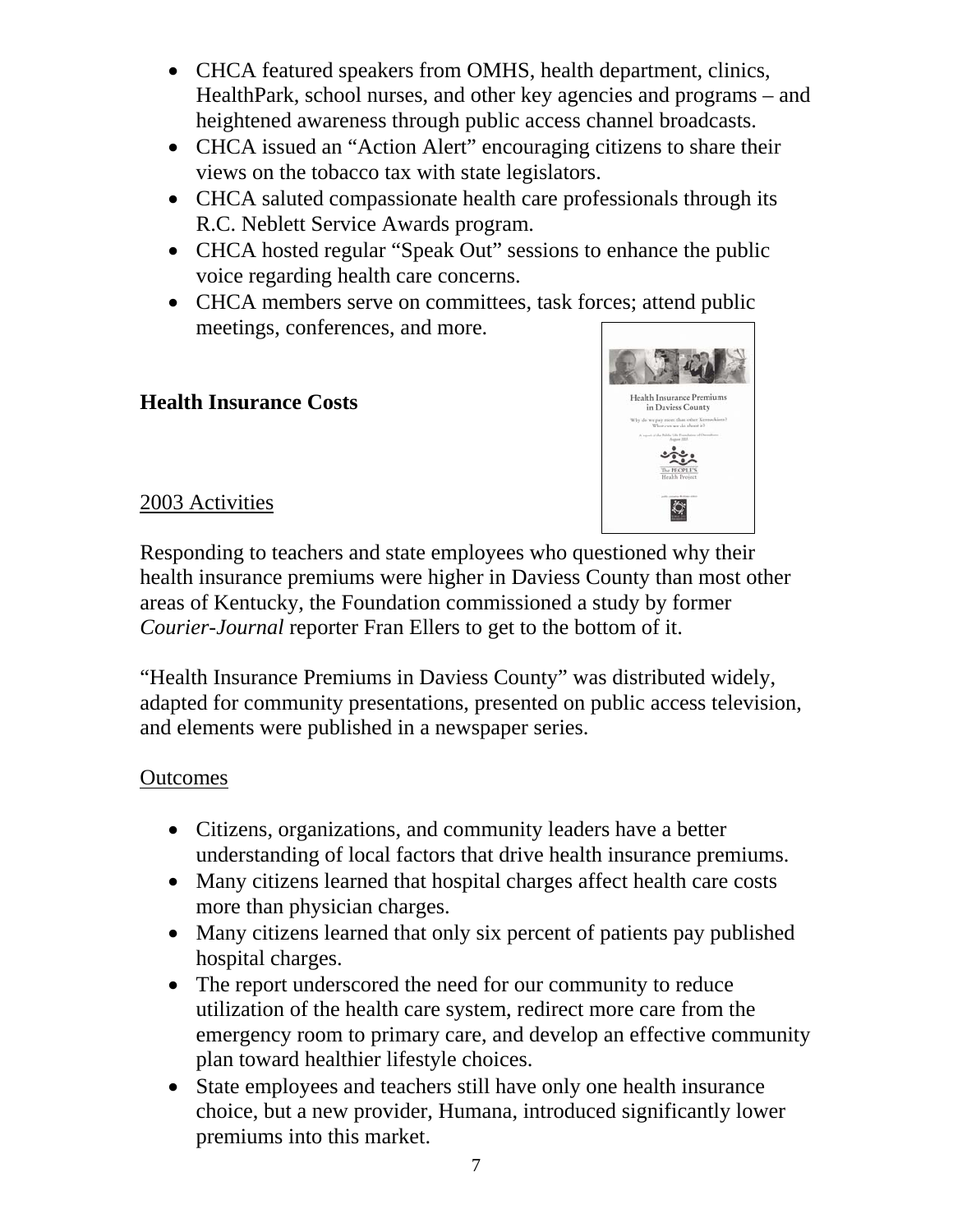- CHCA featured speakers from OMHS, health department, clinics, HealthPark, school nurses, and other key agencies and programs – and heightened awareness through public access channel broadcasts.
- CHCA issued an "Action Alert" encouraging citizens to share their views on the tobacco tax with state legislators.
- CHCA saluted compassionate health care professionals through its R.C. Neblett Service Awards program.
- CHCA hosted regular "Speak Out" sessions to enhance the public voice regarding health care concerns.
- CHCA members serve on committees, task forces; attend public meetings, conferences, and more.

### Health Insurance Costs

2003 Activities

Responding to teachers and state employees who questioned why their health insurance premiums were higher in Daviess County than most other areas of Kentucky, the Foundation commissioned a study by former *Courier-Journal* reporter Fran Ellers to get to the bottom of it.

"Health Insurance Premiums in Daviess County" was distributed widely, adapted for community presentations, presented on public access television, and elements were published in a newspaper series.

Outcomes

- Citizens, organizations, and community leaders have a better understanding of local factors that drive health insurance premiums.
- Many citizens learned that hospital charges affect health care costs more than physician charges.
- Many citizens learned that only six percent of patients pay published hospital charges.
- The report underscored the need for our community to reduce utilization of the health care system, redirect more care from the emergency room to primary care, and develop an effective community plan toward healthier lifestyle choices.
- State employees and teachers still have only one health insurance choice, but a new provider, Humana, introduced significantly lower premiums into this market.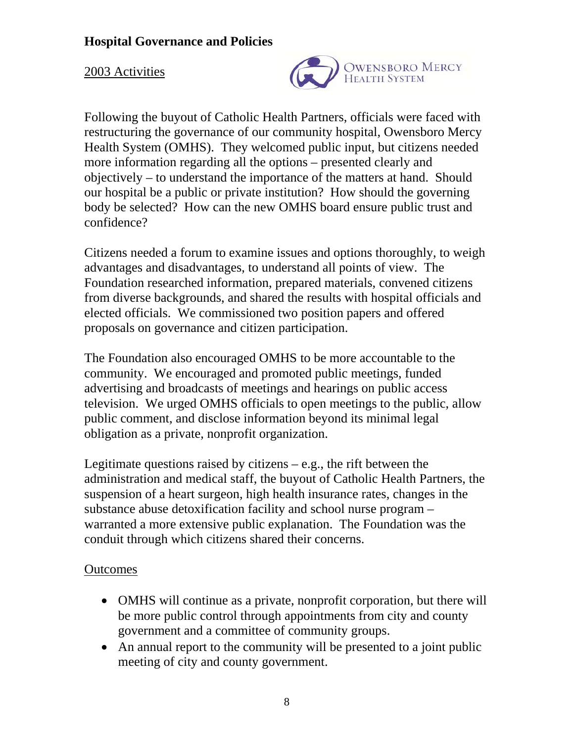# Hospital Governance and Policies

2003 Activities

Following the buyout of Catholic Health Partners, officials were faced with restructuring the governance of our community hospital, Owensboro Mercy Health System (OMHS). They welcomed public input, but citizens needed more information regarding all the options – presented clearly and objectively – to understand the importance of the matters at hand. Should our hospital be a public or private institution? How should the governing body be selected? How can the new OMHS board ensure public trust and confidence?

Citizens needed a forum to examine issues and options thoroughly, to weigh advantages and disadvantages, to understand all points of view. The Foundation researched information, prepared materials, convened citizens from diverse backgrounds, and shared the results with hospital officials and elected officials. We commissioned two position papers and offered proposals on governance and citizen participation.

The Foundation also encouraged OMHS to be more accountable to the community. We encouraged and promoted public meetings, funded advertising and broadcasts of meetings and hearings on public access television. We urged OMHS officials to open meetings to the public, allow public comment, and disclose information beyond its minimal legal obligation as a private, nonprofit organization.

Legitimate questions raised by citizens – e.g., the rift between the administration and medical staff, the buyout of Catholic Health Partners, the suspension of a heart surgeon, high health insurance rates, changes in the substance abuse detoxification facility and school nurse program – warranted a more extensive public explanation. The Foundation was the conduit through which citizens shared their concerns.

Outcomes

- OMHS will continue as a private, nonprofit corporation, but there will be more public control through appointments from city and county government and a committee of community groups.
- An annual report to the community will be presented to a joint public meeting of city and county government.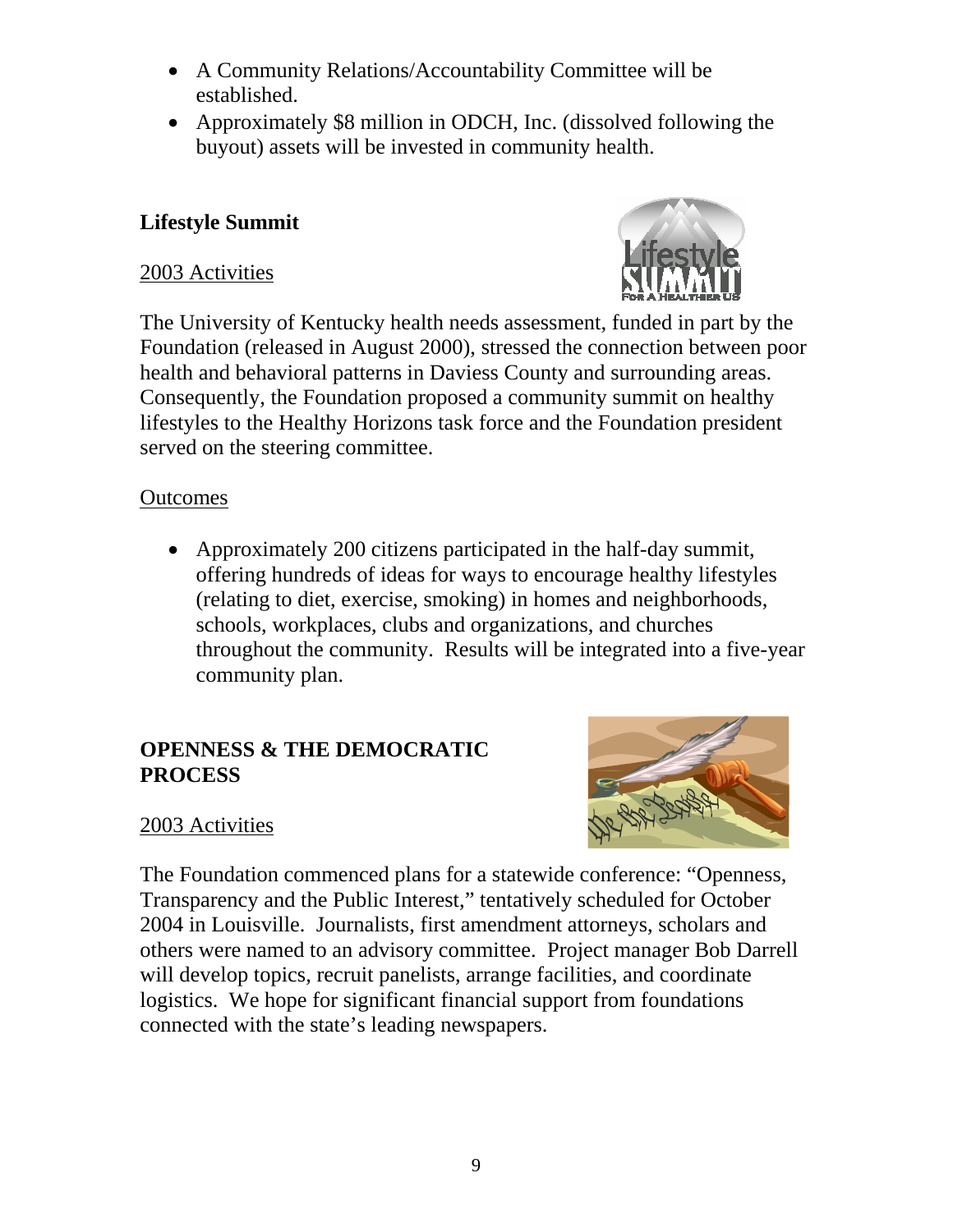- A Community Relations/Accountability Committee will be established.
- Approximately $8 million in ODCH, Inc. (dissolved following the buyout) assets will be invested in community health.

## Lifestyle Summit

2003 Activities

The University of Kentucky health needs assessment, funded in part by the Foundation (released in August 2000), stressed the connection between poor health and behavioral patterns in Daviess County and surrounding areas. Consequently, the Foundation proposed a community summit on healthy lifestyles to the Healthy Horizons task force and the Foundation president served on the steering committee.

Outcomes

- Approximately 200 citizens participated in the half-day summit, offering hundreds of ideas for ways to encourage healthy lifestyles (relating to diet, exercise, smoking) in homes and neighborhoods, schools, workplaces, clubs and organizations, and churches throughout the community. Results will be integrated into a five-year community plan.

## OPENNESS & THE DEMOCRATIC PROCESS

2003 Activities

The Foundation commenced plans for a statewide conference: "Openness, Transparency and the Public Interest," tentatively scheduled for October 2004 in Louisville. Journalists, first amendment attorneys, scholars and others were named to an advisory committee. Project manager Bob Darrell will develop topics, recruit panelists, arrange facilities, and coordinate logistics. We hope for significant financial support from foundations connected with the state's leading newspapers.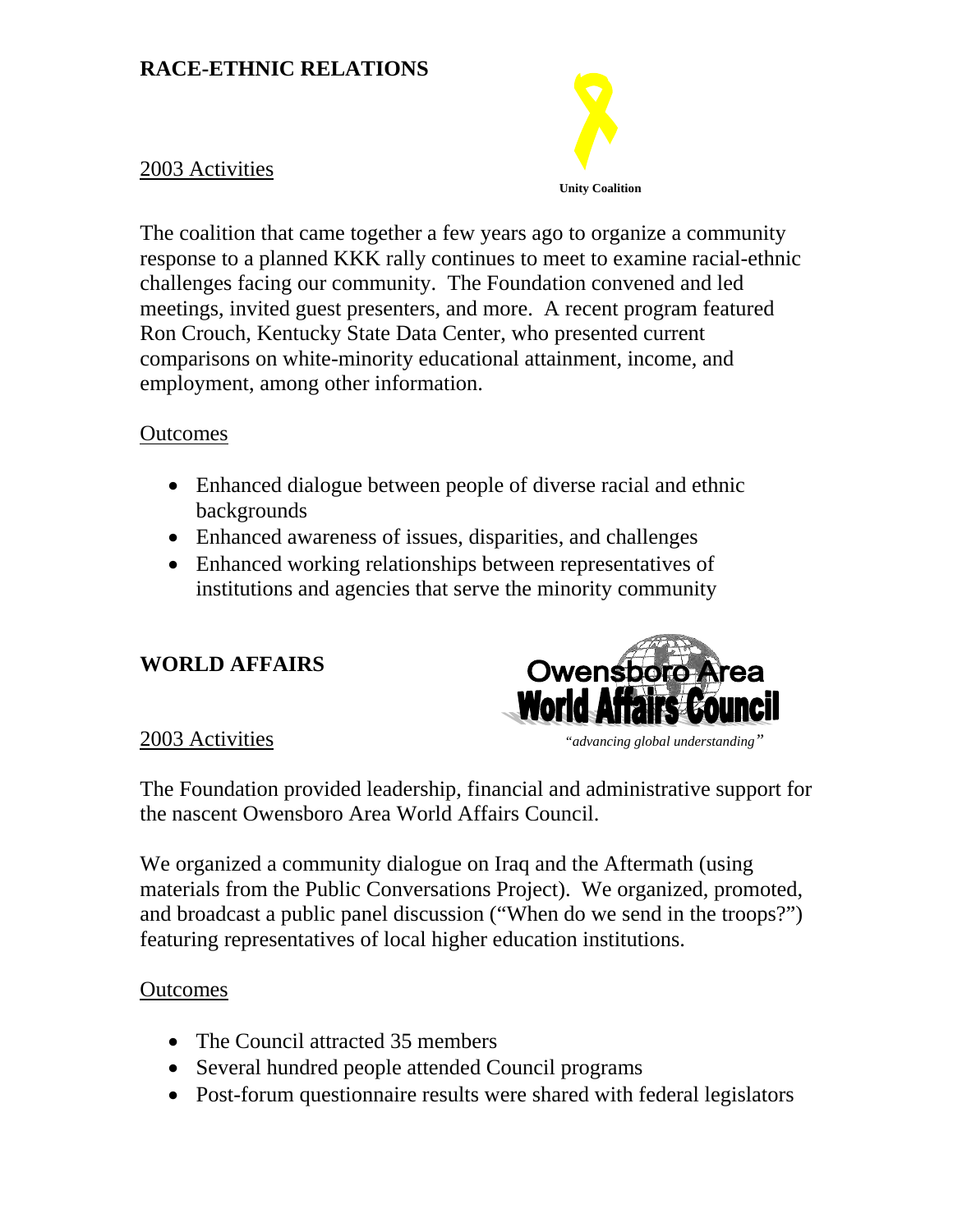## RACE-ETHNIC RELATIONS

Unity Coalition

2003 Activities

The coalition that came together a few years ago to organize a community response to a planned KKK rally continues to meet to examine racial-ethnic challenges facing our community. The Foundation convened and led meetings, invited guest presenters, and more. A recent program featured Ron Crouch, Kentucky State Data Center, who presented current comparisons on white-minority educational attainment, income, and employment, among other information.

Outcomes

- Enhanced dialogue between people of diverse racial and ethnic backgrounds
- Enhanced awareness of issues, disparities, and challenges
- Enhanced working relationships between representatives of institutions and agencies that serve the minority community

## WORLD AFFAIRS

Owensboro Area World Affairs Council

*"advancing global understanding"*

2003 Activities

The Foundation provided leadership, financial and administrative support for the nascent Owensboro Area World Affairs Council.

We organized a community dialogue on Iraq and the Aftermath (using materials from the Public Conversations Project). We organized, promoted, and broadcast a public panel discussion ("When do we send in the troops?") featuring representatives of local higher education institutions.

Outcomes

- The Council attracted 35 members
- Several hundred people attended Council programs
- Post-forum questionnaire results were shared with federal legislators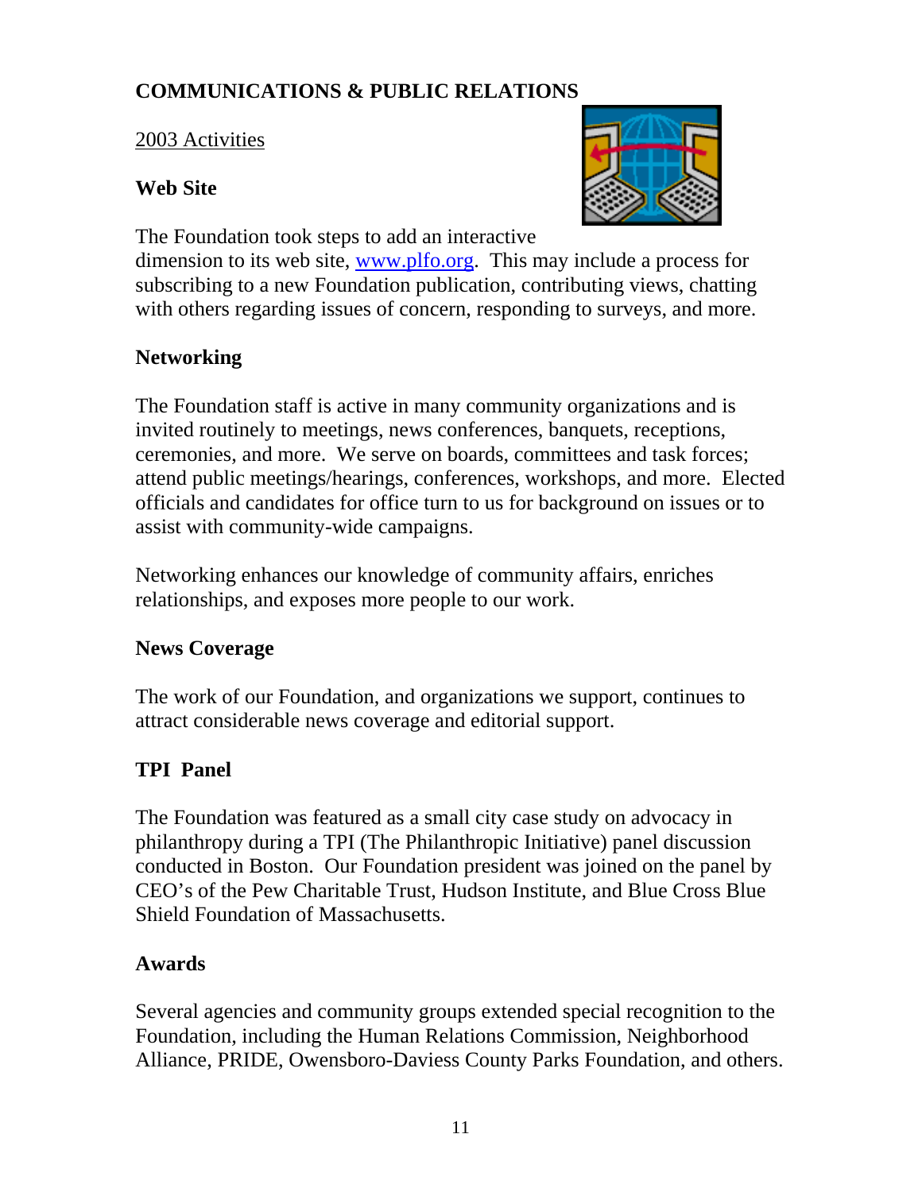## COMMUNICATIONS & PUBLIC RELATIONS

2003 Activities

### Web Site

The Foundation took steps to add an interactive dimension to its web site, www.plfo.org. This may include a process for subscribing to a new Foundation publication, contributing views, chatting with others regarding issues of concern, responding to surveys, and more.

### Networking

The Foundation staff is active in many community organizations and is invited routinely to meetings, news conferences, banquets, receptions, ceremonies, and more. We serve on boards, committees and task forces; attend public meetings/hearings, conferences, workshops, and more. Elected officials and candidates for office turn to us for background on issues or to assist with community-wide campaigns.

Networking enhances our knowledge of community affairs, enriches relationships, and exposes more people to our work.

### News Coverage

The work of our Foundation, and organizations we support, continues to attract considerable news coverage and editorial support.

### TPI Panel

The Foundation was featured as a small city case study on advocacy in philanthropy during a TPI (The Philanthropic Initiative) panel discussion conducted in Boston. Our Foundation president was joined on the panel by CEO's of the Pew Charitable Trust, Hudson Institute, and Blue Cross Blue Shield Foundation of Massachusetts.

### Awards

Several agencies and community groups extended special recognition to the Foundation, including the Human Relations Commission, Neighborhood Alliance, PRIDE, Owensboro-Daviess County Parks Foundation, and others.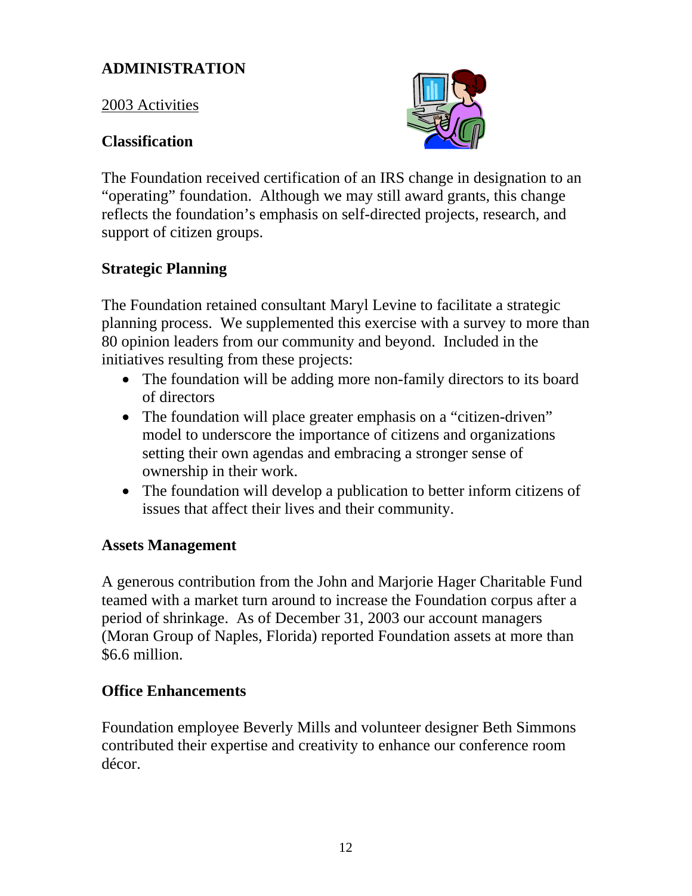## ADMINISTRATION

2003 Activities

### Classification

The Foundation received certification of an IRS change in designation to an "operating" foundation. Although we may still award grants, this change reflects the foundation's emphasis on self-directed projects, research, and support of citizen groups.

### Strategic Planning

The Foundation retained consultant Maryl Levine to facilitate a strategic planning process. We supplemented this exercise with a survey to more than 80 opinion leaders from our community and beyond. Included in the initiatives resulting from these projects:

- The foundation will be adding more non-family directors to its board of directors
- The foundation will place greater emphasis on a "citizen-driven" model to underscore the importance of citizens and organizations setting their own agendas and embracing a stronger sense of ownership in their work.
- The foundation will develop a publication to better inform citizens of issues that affect their lives and their community.

### Assets Management

A generous contribution from the John and Marjorie Hager Charitable Fund teamed with a market turn around to increase the Foundation corpus after a period of shrinkage. As of December 31, 2003 our account managers (Moran Group of Naples, Florida) reported Foundation assets at more than $6.6 million.

### Office Enhancements

Foundation employee Beverly Mills and volunteer designer Beth Simmons contributed their expertise and creativity to enhance our conference room décor.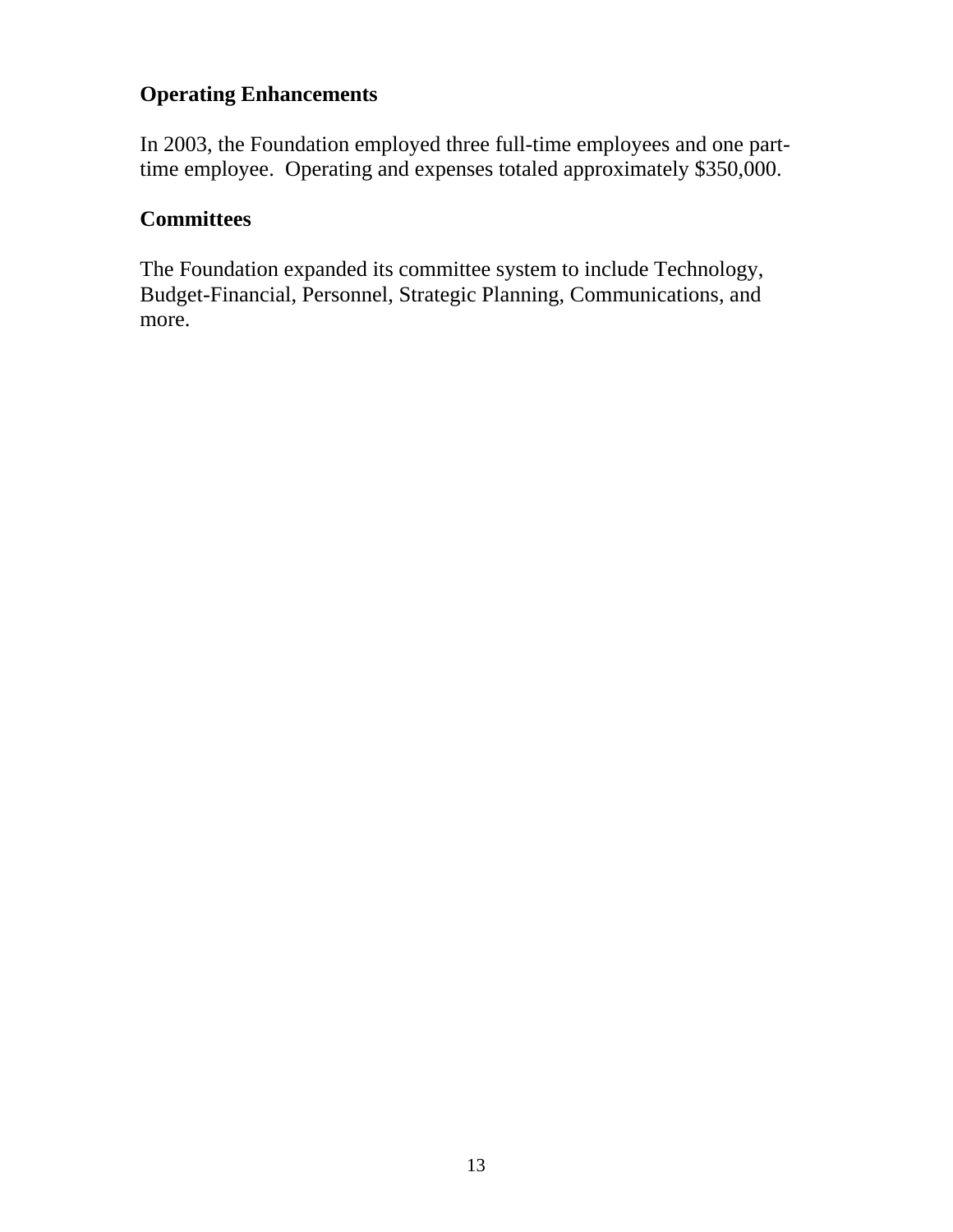### Operating Enhancements

In 2003, the Foundation employed three full-time employees and one part-time employee. Operating and expenses totaled approximately $350,000.

### Committees

The Foundation expanded its committee system to include Technology, Budget-Financial, Personnel, Strategic Planning, Communications, and more.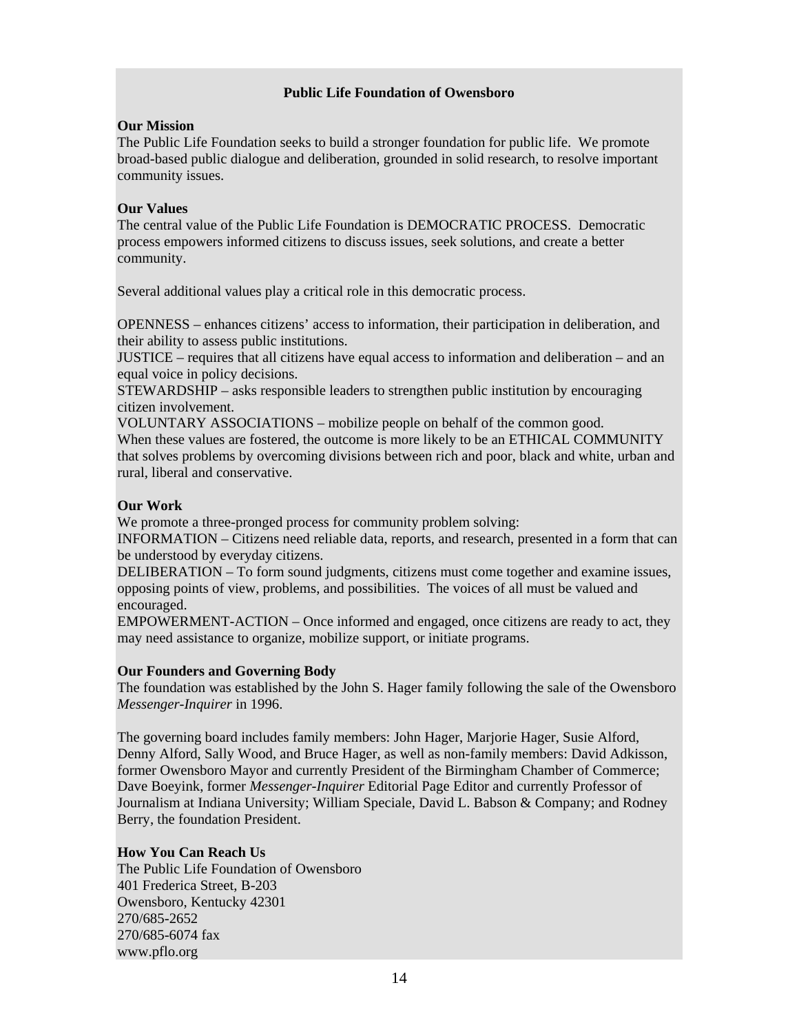## Public Life Foundation of Owensboro

**Our Mission**

The Public Life Foundation seeks to build a stronger foundation for public life. We promote broad-based public dialogue and deliberation, grounded in solid research, to resolve important community issues.

**Our Values**

The central value of the Public Life Foundation is DEMOCRATIC PROCESS. Democratic process empowers informed citizens to discuss issues, seek solutions, and create a better community.

Several additional values play a critical role in this democratic process.

OPENNESS – enhances citizens' access to information, their participation in deliberation, and their ability to assess public institutions.
JUSTICE – requires that all citizens have equal access to information and deliberation – and an equal voice in policy decisions.
STEWARDSHIP – asks responsible leaders to strengthen public institution by encouraging citizen involvement.
VOLUNTARY ASSOCIATIONS – mobilize people on behalf of the common good.
When these values are fostered, the outcome is more likely to be an ETHICAL COMMUNITY that solves problems by overcoming divisions between rich and poor, black and white, urban and rural, liberal and conservative.

**Our Work**

We promote a three-pronged process for community problem solving:
INFORMATION – Citizens need reliable data, reports, and research, presented in a form that can be understood by everyday citizens.
DELIBERATION – To form sound judgments, citizens must come together and examine issues, opposing points of view, problems, and possibilities. The voices of all must be valued and encouraged.
EMPOWERMENT-ACTION – Once informed and engaged, once citizens are ready to act, they may need assistance to organize, mobilize support, or initiate programs.

**Our Founders and Governing Body**

The foundation was established by the John S. Hager family following the sale of the Owensboro *Messenger-Inquirer* in 1996.

The governing board includes family members: John Hager, Marjorie Hager, Susie Alford, Denny Alford, Sally Wood, and Bruce Hager, as well as non-family members: David Adkisson, former Owensboro Mayor and currently President of the Birmingham Chamber of Commerce; Dave Boeyink, former *Messenger-Inquirer* Editorial Page Editor and currently Professor of Journalism at Indiana University; William Speciale, David L. Babson & Company; and Rodney Berry, the foundation President.

**How You Can Reach Us**

The Public Life Foundation of Owensboro
401 Frederica Street, B-203
Owensboro, Kentucky 42301
270/685-2652
270/685-6074 fax
www.pflo.org